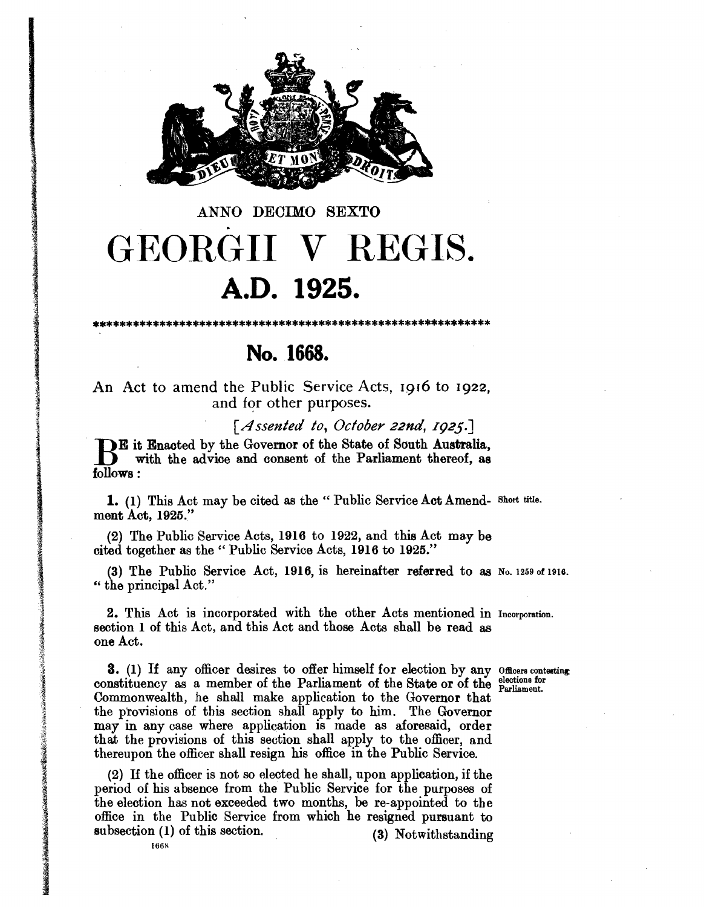ANNO DECIMO SEXTO

# GEORGII V REGIS.

## A.D. 1925.

## No. 1668.

An Act to amend the Public Service Acts, 1916 to 1922, and for other purposes.

[*Assented to, October 22nd, 1925.*]

BE it Enacted by the Governor of the State of South Australia, with the advice and consent of the Parliament thereof, as follows:

**1.** (1) This Act may be cited as the "Public Service Act Amendment Act, 1925." *Short title.*

(2) The Public Service Acts, 1916 to 1922, and this Act may be cited together as the "Public Service Acts, 1916 to 1925."

(3) The Public Service Act, 1916, is hereinafter referred to as "the principal Act." *No. 1259 of 1916.*

**2.** This Act is incorporated with the other Acts mentioned in section 1 of this Act, and this Act and those Acts shall be read as one Act. *Incorporation.*

**3.** (1) If any officer desires to offer himself for election by any constituency as a member of the Parliament of the State or of the Commonwealth, he shall make application to the Governor that the provisions of this section shall apply to him. The Governor may in any case where application is made as aforesaid, order that the provisions of this section shall apply to the officer, and thereupon the officer shall resign his office in the Public Service. *Officers contesting elections for Parliament.*

(2) If the officer is not so elected he shall, upon application, if the period of his absence from the Public Service for the purposes of the election has not exceeded two months, be re-appointed to the office in the Public Service from which he resigned pursuant to subsection (1) of this section.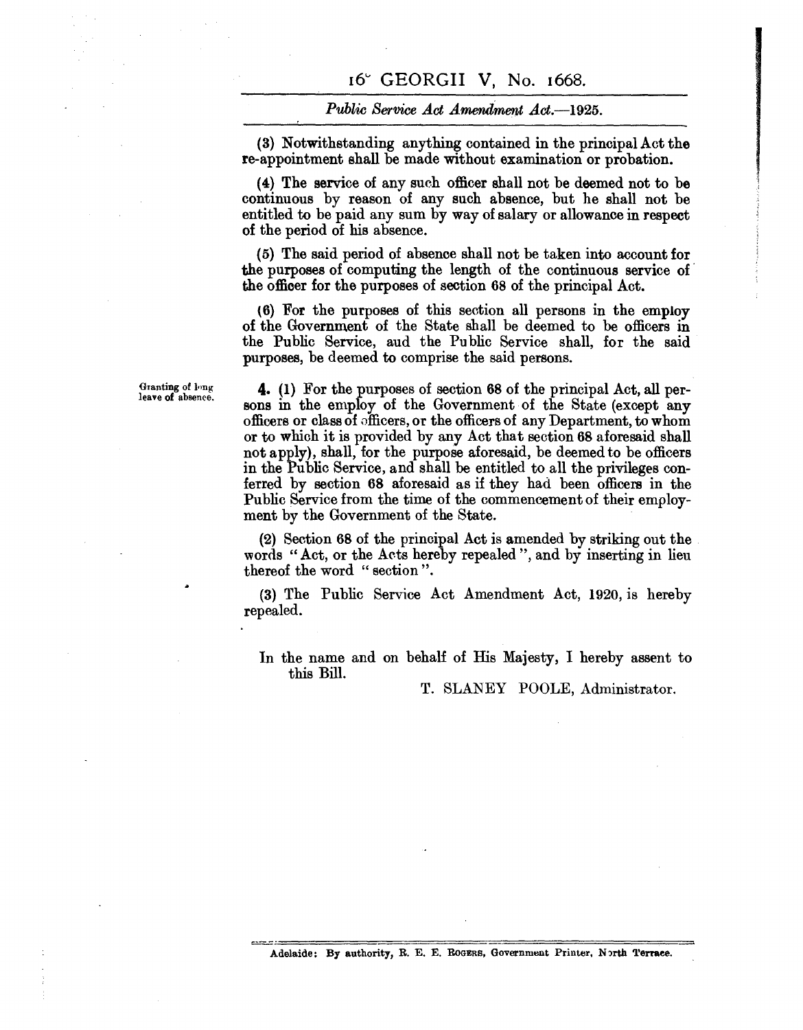(3) Notwithstanding anything contained in the principal Act the re-appointment shall be made without examination or probation.

(4) The service of any such officer shall not be deemed not to be continuous by reason of any such absence, but he shall not be entitled to be paid any sum by way of salary or allowance in respect of the period of his absence.

(5) The said period of absence shall not be taken into account for the purposes of computing the length of the continuous service of the officer for the purposes of section 68 of the principal Act.

(6) For the purposes of this section all persons in the employ of the Government of the State shall be deemed to be officers in the Public Service, and the Public Service shall, for the said purposes, be deemed to comprise the said persons.

Granting of long leave of absence.

**4.** (1) For the purposes of section 68 of the principal Act, all persons in the employ of the Government of the State (except any officers or class of officers, or the officers of any Department, to whom or to which it is provided by any Act that section 68 aforesaid shall not apply), shall, for the purpose aforesaid, be deemed to be officers in the Public Service, and shall be entitled to all the privileges conferred by section 68 aforesaid as if they had been officers in the Public Service from the time of the commencement of their employment by the Government of the State.

(2) Section 68 of the principal Act is amended by striking out the words "Act, or the Acts hereby repealed", and by inserting in lieu thereof the word "section".

(3) The Public Service Act Amendment Act, 1920, is hereby repealed.

In the name and on behalf of His Majesty, I hereby assent to this Bill.

T. SLANEY POOLE, Administrator.

Adelaide: By authority, R. E. E. ROGERS, Government Printer, North Terrace.